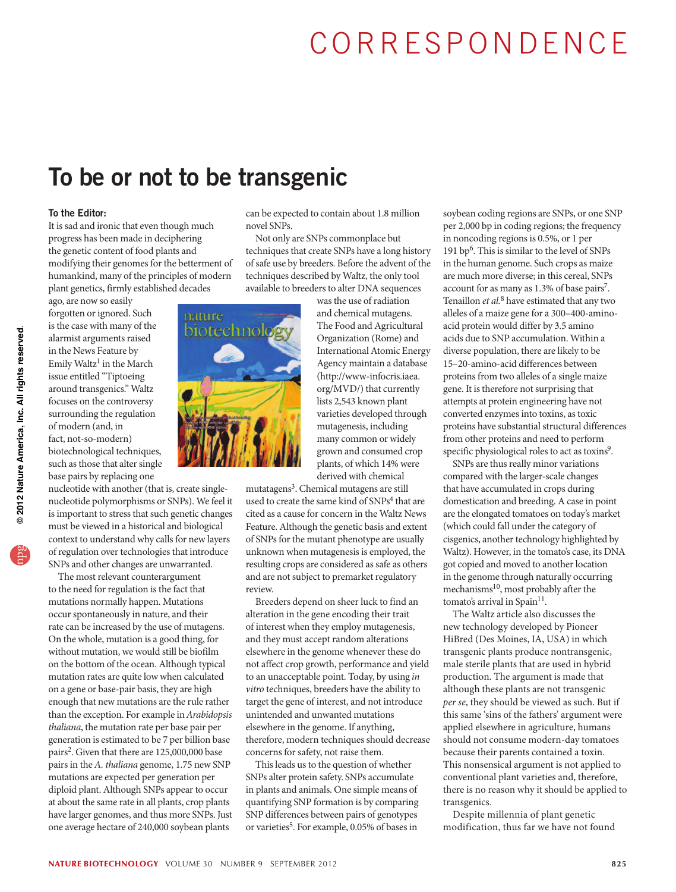# CORRESPONDENCE

## To be or not to be transgenic

**To the Editor:**

It is sad and ironic that even though much progress has been made in deciphering the genetic content of food plants and modifying their genomes for the betterment of humankind, many of the principles of modern plant genetics, firmly established decades ago, are now so easily forgotten or ignored. Such is the case with many of the alarmist arguments raised in the News Feature by Emily Waltz[1] in the March issue entitled "Tiptoeing around transgenics." Waltz focuses on the controversy surrounding the regulation of modern (and, in fact, not-so-modern) biotechnological techniques, such as those that alter single base pairs by replacing one nucleotide with another (that is, create single-nucleotide polymorphisms or SNPs). We feel it is important to stress that such genetic changes must be viewed in a historical and biological context to understand why calls for new layers of regulation over technologies that introduce SNPs and other changes are unwarranted.

The most relevant counterargument to the need for regulation is the fact that mutations normally happen. Mutations occur spontaneously in nature, and their rate can be increased by the use of mutagens. On the whole, mutation is a good thing, for without mutation, we would still be biofilm on the bottom of the ocean. Although typical mutation rates are quite low when calculated on a gene or base-pair basis, they are high enough that new mutations are the rule rather than the exception. For example in *Arabidopsis thaliana*, the mutation rate per base pair per generation is estimated to be 7 per billion base pairs[2]. Given that there are 125,000,000 base pairs in the *A. thaliana* genome, 1.75 new SNP mutations are expected per generation per diploid plant. Although SNPs appear to occur at about the same rate in all plants, crop plants have larger genomes, and thus more SNPs. Just one average hectare of 240,000 soybean plants can be expected to contain about 1.8 million novel SNPs.

Not only are SNPs commonplace but techniques that create SNPs have a long history of safe use by breeders. Before the advent of the techniques described by Waltz, the only tool available to breeders to alter DNA sequences was the use of radiation and chemical mutagens. The Food and Agricultural Organization (Rome) and International Atomic Energy Agency maintain a database (http://www-infocris.iaea.org/MVD/) that currently lists 2,543 known plant varieties developed through mutagenesis, including many common or widely grown and consumed crop plants, of which 14% were derived with chemical mutatagens[3]. Chemical mutagens are still used to create the same kind of SNPs[4] that are cited as a cause for concern in the Waltz News Feature. Although the genetic basis and extent of SNPs for the mutant phenotype are usually unknown when mutagenesis is employed, the resulting crops are considered as safe as others and are not subject to premarket regulatory review.

Breeders depend on sheer luck to find an alteration in the gene encoding their trait of interest when they employ mutagenesis, and they must accept random alterations elsewhere in the genome whenever these do not affect crop growth, performance and yield to an unacceptable point. Today, by using *in vitro* techniques, breeders have the ability to target the gene of interest, and not introduce unintended and unwanted mutations elsewhere in the genome. If anything, therefore, modern techniques should decrease concerns for safety, not raise them.

This leads us to the question of whether SNPs alter protein safety. SNPs accumulate in plants and animals. One simple means of quantifying SNP formation is by comparing SNP differences between pairs of genotypes or varieties[5]. For example, 0.05% of bases in soybean coding regions are SNPs, or one SNP per 2,000 bp in coding regions; the frequency in noncoding regions is 0.5%, or 1 per 191 bp[6]. This is similar to the level of SNPs in the human genome. Such crops as maize are much more diverse; in this cereal, SNPs account for as many as 1.3% of base pairs[7]. Tenaillon *et al.*[8] have estimated that any two alleles of a maize gene for a 300–400-amino-acid protein would differ by 3.5 amino acids due to SNP accumulation. Within a diverse population, there are likely to be 15–20-amino-acid differences between proteins from two alleles of a single maize gene. It is therefore not surprising that attempts at protein engineering have not converted enzymes into toxins, as toxic proteins have substantial structural differences from other proteins and need to perform specific physiological roles to act as toxins[9].

SNPs are thus really minor variations compared with the larger-scale changes that have accumulated in crops during domestication and breeding. A case in point are the elongated tomatoes on today's market (which could fall under the category of cisgenics, another technology highlighted by Waltz). However, in the tomato's case, its DNA got copied and moved to another location in the genome through naturally occurring mechanisms[10], most probably after the tomato's arrival in Spain[11].

The Waltz article also discusses the new technology developed by Pioneer HiBred (Des Moines, IA, USA) in which transgenic plants produce nontransgenic, male sterile plants that are used in hybrid production. The argument is made that although these plants are not transgenic *per se*, they should be viewed as such. But if this same 'sins of the fathers' argument were applied elsewhere in agriculture, humans should not consume modern-day tomatoes because their parents contained a toxin. This nonsensical argument is not applied to conventional plant varieties and, therefore, there is no reason why it should be applied to transgenics.

Despite millennia of plant genetic modification, thus far we have not found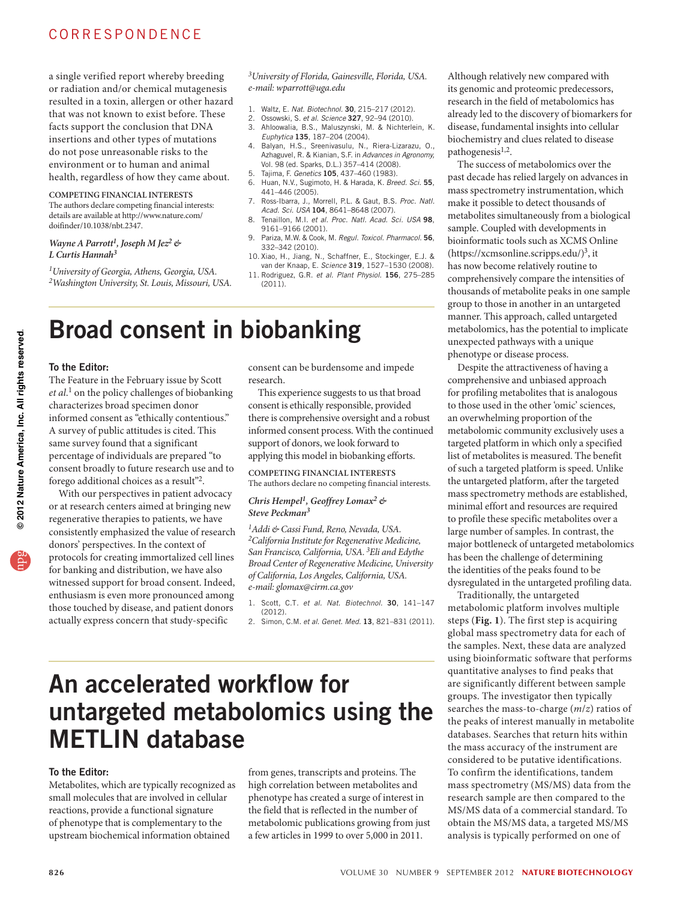a single verified report whereby breeding or radiation and/or chemical mutagenesis resulted in a toxin, allergen or other hazard that was not known to exist before. These facts support the conclusion that DNA insertions and other types of mutations do not pose unreasonable risks to the environment or to human and animal health, regardless of how they came about.

**COMPETING FINANCIAL INTERESTS**
The authors declare competing financial interests: details are available at http://www.nature.com/doifinder/10.1038/nbt.2347.

***Wayne A Parrott[1], Joseph M Jez[2] & L Curtis Hannah[3]***

*[1]University of Georgia, Athens, Georgia, USA. [2]Washington University, St. Louis, Missouri, USA. [3]University of Florida, Gainesville, Florida, USA. e-mail: wparrott@uga.edu*

1. Waltz, E. *Nat. Biotechnol.* **30**, 215–217 (2012).
2. Ossowski, S. *et al. Science* **327**, 92–94 (2010).
3. Ahloowalia, B.S., Maluszynski, M. & Nichterlein, K. *Euphytica* **135**, 187–204 (2004).
4. Balyan, H.S., Sreenivasulu, N., Riera-Lizarazu, O., Azhaguvel, R. & Kianian, S.F. in *Advances in Agronomy*, Vol. 98 (ed. Sparks, D.L.) 357–414 (2008).
5. Tajima, F. *Genetics* **105**, 437–460 (1983).
6. Huan, N.V., Sugimoto, H. & Harada, K. *Breed. Sci.* **55**, 441–446 (2005).
7. Ross-Ibarra, J., Morrell, P.L. & Gaut, B.S. *Proc. Natl. Acad. Sci. USA* **104**, 8641–8648 (2007).
8. Tenaillon, M.I. *et al. Proc. Natl. Acad. Sci. USA* **98**, 9161–9166 (2001).
9. Pariza, M.W. & Cook, M. *Regul. Toxicol. Pharmacol.* **56**, 332–342 (2010).
10. Xiao, H., Jiang, N., Schaffner, E., Stockinger, E.J. & van der Knaap, E. *Science* **319**, 1527–1530 (2008).
11. Rodriguez, G.R. *et al. Plant Physiol.* **156**, 275–285 (2011).

# Broad consent in biobanking

**To the Editor:**
The Feature in the February issue by Scott *et al.*[1] on the policy challenges of biobanking characterizes broad specimen donor informed consent as "ethically contentious." A survey of public attitudes is cited. This same survey found that a significant percentage of individuals are prepared "to consent broadly to future research use and to forego additional choices as a result"[2].

With our perspectives in patient advocacy or at research centers aimed at bringing new regenerative therapies to patients, we have consistently emphasized the value of research donors' perspectives. In the context of protocols for creating immortalized cell lines for banking and distribution, we have also witnessed support for broad consent. Indeed, enthusiasm is even more pronounced among those touched by disease, and patient donors actually express concern that study-specific consent can be burdensome and impede research.

This experience suggests to us that broad consent is ethically responsible, provided there is comprehensive oversight and a robust informed consent process. With the continued support of donors, we look forward to applying this model in biobanking efforts.

**COMPETING FINANCIAL INTERESTS**
The authors declare no competing financial interests.

***Chris Hempel[1], Geoffrey Lomax[2] & Steve Peckman[3]***

*[1]Addi & Cassi Fund, Reno, Nevada, USA. [2]California Institute for Regenerative Medicine, San Francisco, California, USA. [3]Eli and Edythe Broad Center of Regenerative Medicine, University of California, Los Angeles, California, USA. e-mail: glomax@cirm.ca.gov*

1. Scott, C.T. *et al. Nat. Biotechnol.* **30**, 141–147 (2012).
2. Simon, C.M. *et al. Genet. Med.* **13**, 821–831 (2011).

# An accelerated workflow for untargeted metabolomics using the METLIN database

**To the Editor:**
Metabolites, which are typically recognized as small molecules that are involved in cellular reactions, provide a functional signature of phenotype that is complementary to the upstream biochemical information obtained from genes, transcripts and proteins. The high correlation between metabolites and phenotype has created a surge of interest in the field that is reflected in the number of metabolomic publications growing from just a few articles in 1999 to over 5,000 in 2011.

Although relatively new compared with its genomic and proteomic predecessors, research in the field of metabolomics has already led to the discovery of biomarkers for disease, fundamental insights into cellular biochemistry and clues related to disease pathogenesis[1,2].

The success of metabolomics over the past decade has relied largely on advances in mass spectrometry instrumentation, which make it possible to detect thousands of metabolites simultaneously from a biological sample. Coupled with developments in bioinformatic tools such as XCMS Online (https://xcmsonline.scripps.edu/)[3], it has now become relatively routine to comprehensively compare the intensities of thousands of metabolite peaks in one sample group to those in another in an untargeted manner. This approach, called untargeted metabolomics, has the potential to implicate unexpected pathways with a unique phenotype or disease process.

Despite the attractiveness of having a comprehensive and unbiased approach for profiling metabolites that is analogous to those used in the other 'omic' sciences, an overwhelming proportion of the metabolomic community exclusively uses a targeted platform in which only a specified list of metabolites is measured. The benefit of such a targeted platform is speed. Unlike the untargeted platform, after the targeted mass spectrometry methods are established, minimal effort and resources are required to profile these specific metabolites over a large number of samples. In contrast, the major bottleneck of untargeted metabolomics has been the challenge of determining the identities of the peaks found to be dysregulated in the untargeted profiling data.

Traditionally, the untargeted metabolomic platform involves multiple steps (**Fig. 1**). The first step is acquiring global mass spectrometry data for each of the samples. Next, these data are analyzed using bioinformatic software that performs quantitative analyses to find peaks that are significantly different between sample groups. The investigator then typically searches the mass-to-charge ($m/z$) ratios of the peaks of interest manually in metabolite databases. Searches that return hits within the mass accuracy of the instrument are considered to be putative identifications. To confirm the identifications, tandem mass spectrometry (MS/MS) data from the research sample are then compared to the MS/MS data of a commercial standard. To obtain the MS/MS data, a targeted MS/MS analysis is typically performed on one of